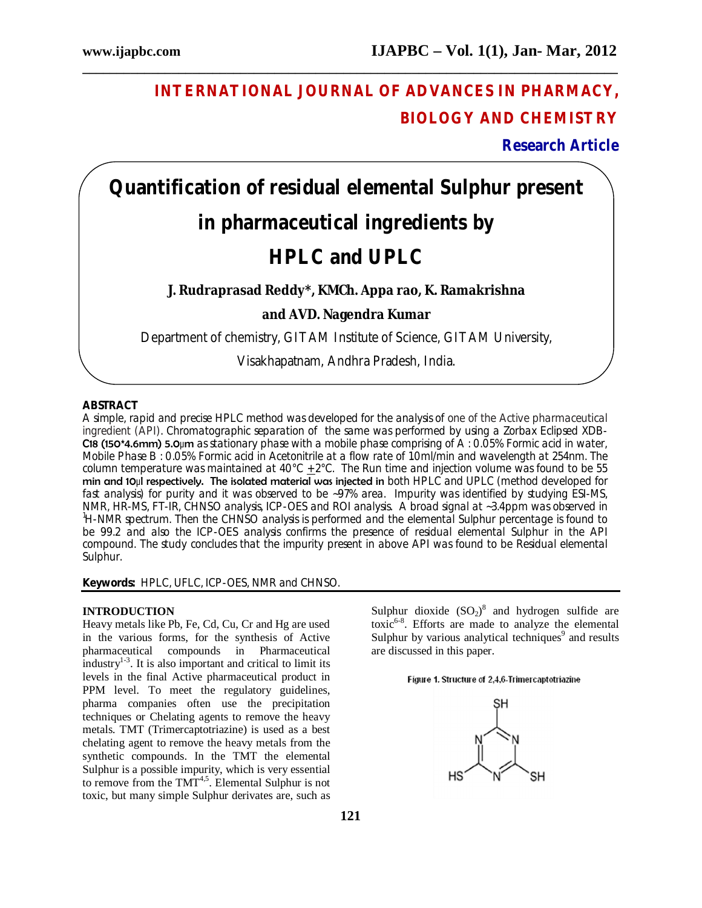# INTERNATIONAL JOURNAL OF ADVANCES IN PHARMACY, BIOLOGY AND CHEMISTRY

**Research Article**

# Quantification of residual elemental Sulphur present in pharmaceutical ingredients by HPLC and UPLC

**J. Rudraprasad Reddy\*, KMCh. Appa rao, K. Ramakrishna and AVD. Nagendra Kumar**

Department of chemistry, GITAM Institute of Science, GITAM University, Visakhapatnam, Andhra Pradesh, India.

## ABSTRACT

A simple, rapid and precise HPLC method was developed for the analysis of one of the Active pharmaceutical ingredient (API). Chromatographic separation of the same was performed by using a Zorbax Eclipsed XDB-C18 (150*4.6mm) 5.0µm as stationary phase with a mobile phase comprising of A : 0.05% Formic acid in water, Mobile Phase B : 0.05% Formic acid in Acetonitrile at a flow rate of 10ml/min and wavelength at 254nm. The column temperature was maintained at 40°C ±2°C. The Run time and injection volume was found to be 55 min and 10µl respectively. The isolated material was injected in both HPLC and UPLC (method developed for fast analysis) for purity and it was observed to be ~97% area. Impurity was identified by studying ESI-MS, NMR, HR-MS, FT-IR, CHNSO analysis, ICP-OES and ROI analysis. A broad signal at ~3.4ppm was observed in $^1$H-NMR spectrum. Then the CHNSO analysis is performed and the elemental Sulphur percentage is found to be 99.2 and also the ICP-OES analysis confirms the presence of residual elemental Sulphur in the API compound. The study concludes that the impurity present in above API was found to be Residual elemental Sulphur.

**Keywords:** HPLC, UFLC, ICP-OES, NMR and CHNSO.

## INTRODUCTION

Heavy metals like Pb, Fe, Cd, Cu, Cr and Hg are used in the various forms, for the synthesis of Active pharmaceutical compounds in Pharmaceutical industry[1-3]. It is also important and critical to limit its levels in the final Active pharmaceutical product in PPM level. To meet the regulatory guidelines, pharma companies often use the precipitation techniques or Chelating agents to remove the heavy metals. TMT (Trimercaptotriazine) is used as a best chelating agent to remove the heavy metals from the synthetic compounds. In the TMT the elemental Sulphur is a possible impurity, which is very essential to remove from the TMT[4,5]. Elemental Sulphur is not toxic, but many simple Sulphur derivates are, such as Sulphur dioxide ($SO_2$)[8] and hydrogen sulfide are toxic[6-8]. Efforts are made to analyze the elemental Sulphur by various analytical techniques[9] and results are discussed in this paper.

Figure 1. Structure of 2,4,6-Trimercaptotriazine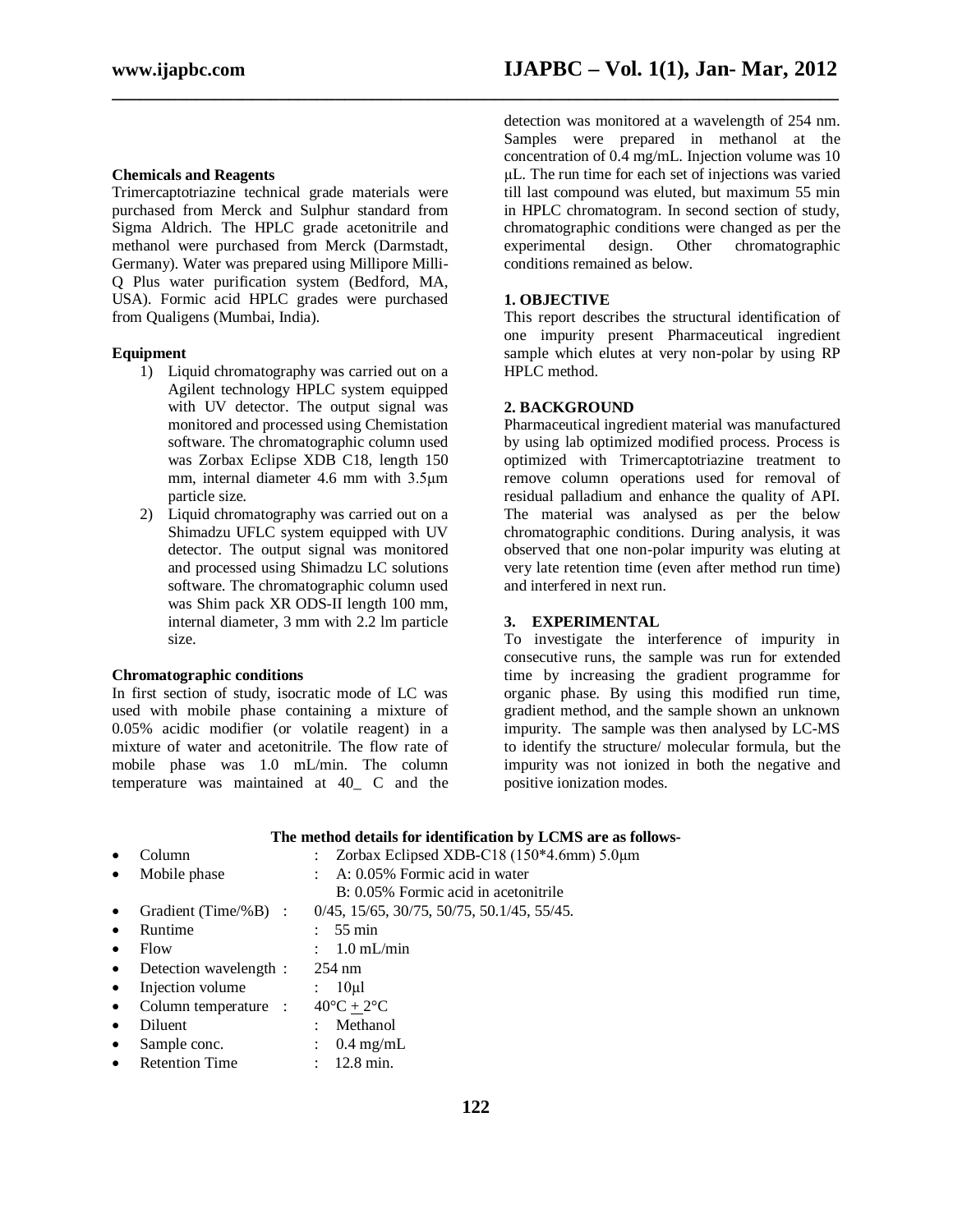**Chemicals and Reagents**

Trimercaptotriazine technical grade materials were purchased from Merck and Sulphur standard from Sigma Aldrich. The HPLC grade acetonitrile and methanol were purchased from Merck (Darmstadt, Germany). Water was prepared using Millipore Milli-Q Plus water purification system (Bedford, MA, USA). Formic acid HPLC grades were purchased from Qualigens (Mumbai, India).

**Equipment**

1) Liquid chromatography was carried out on a Agilent technology HPLC system equipped with UV detector. The output signal was monitored and processed using Chemistation software. The chromatographic column used was Zorbax Eclipse XDB C18, length 150 mm, internal diameter 4.6 mm with 3.5μm particle size.
2) Liquid chromatography was carried out on a Shimadzu UFLC system equipped with UV detector. The output signal was monitored and processed using Shimadzu LC solutions software. The chromatographic column used was Shim pack XR ODS-II length 100 mm, internal diameter, 3 mm with 2.2 lm particle size.

**Chromatographic conditions**

In first section of study, isocratic mode of LC was used with mobile phase containing a mixture of 0.05% acidic modifier (or volatile reagent) in a mixture of water and acetonitrile. The flow rate of mobile phase was 1.0 mL/min. The column temperature was maintained at 40_ C and the detection was monitored at a wavelength of 254 nm. Samples were prepared in methanol at the concentration of 0.4 mg/mL. Injection volume was 10 μL. The run time for each set of injections was varied till last compound was eluted, but maximum 55 min in HPLC chromatogram. In second section of study, chromatographic conditions were changed as per the experimental design. Other chromatographic conditions remained as below.

**1. OBJECTIVE**

This report describes the structural identification of one impurity present Pharmaceutical ingredient sample which elutes at very non-polar by using RP HPLC method.

**2. BACKGROUND**

Pharmaceutical ingredient material was manufactured by using lab optimized modified process. Process is optimized with Trimercaptotriazine treatment to remove column operations used for removal of residual palladium and enhance the quality of API. The material was analysed as per the below chromatographic conditions. During analysis, it was observed that one non-polar impurity was eluting at very late retention time (even after method run time) and interfered in next run.

**3. EXPERIMENTAL**

To investigate the interference of impurity in consecutive runs, the sample was run for extended time by increasing the gradient programme for organic phase. By using this modified run time, gradient method, and the sample shown an unknown impurity. The sample was then analysed by LC-MS to identify the structure/ molecular formula, but the impurity was not ionized in both the negative and positive ionization modes.

**The method details for identification by LCMS are as follows-**

- Column : Zorbax Eclipsed XDB-C18 (150*4.6mm) 5.0μm
- Mobile phase : A: 0.05% Formic acid in water
  B: 0.05% Formic acid in acetonitrile
- Gradient (Time/%B) : 0/45, 15/65, 30/75, 50/75, 50.1/45, 55/45.
- Runtime : 55 min
- Flow : 1.0 mL/min
- Detection wavelength : 254 nm
- Injection volume : 10μl
- Column temperature : 40°C ± 2°C
- Diluent : Methanol
- Sample conc. : 0.4 mg/mL
- Retention Time : 12.8 min.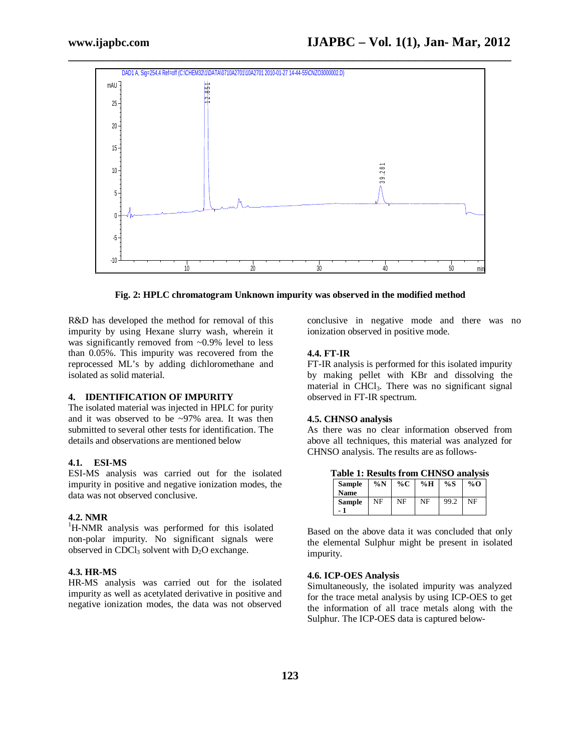Fig. 2: HPLC chromatogram Unknown impurity was observed in the modified method

R&D has developed the method for removal of this impurity by using Hexane slurry wash, wherein it was significantly removed from ~0.9% level to less than 0.05%. This impurity was recovered from the reprocessed ML's by adding dichloromethane and isolated as solid material.

## 4. IDENTIFICATION OF IMPURITY

The isolated material was injected in HPLC for purity and it was observed to be ~97% area. It was then submitted to several other tests for identification. The details and observations are mentioned below

### 4.1. ESI-MS

ESI-MS analysis was carried out for the isolated impurity in positive and negative ionization modes, the data was not observed conclusive.

### 4.2. NMR

$^{1}$H-NMR analysis was performed for this isolated non-polar impurity. No significant signals were observed in $CDCl_3$ solvent with $D_2O$ exchange.

### 4.3. HR-MS

HR-MS analysis was carried out for the isolated impurity as well as acetylated derivative in positive and negative ionization modes, the data was not observed conclusive in negative mode and there was no ionization observed in positive mode.

### 4.4. FT-IR

FT-IR analysis is performed for this isolated impurity by making pellet with KBr and dissolving the material in $CHCl_3$. There was no significant signal observed in FT-IR spectrum.

### 4.5. CHNSO analysis

As there was no clear information observed from above all techniques, this material was analyzed for CHNSO analysis. The results are as follows-

**Table 1: Results from CHNSO analysis**

| Sample Name | %N | %C | %H | %S | %O |
|---|---|---|---|---|---|
| Sample - 1 | NF | NF | NF | 99.2 | NF |

Based on the above data it was concluded that only the elemental Sulphur might be present in isolated impurity.

### 4.6. ICP-OES Analysis

Simultaneously, the isolated impurity was analyzed for the trace metal analysis by using ICP-OES to get the information of all trace metals along with the Sulphur. The ICP-OES data is captured below-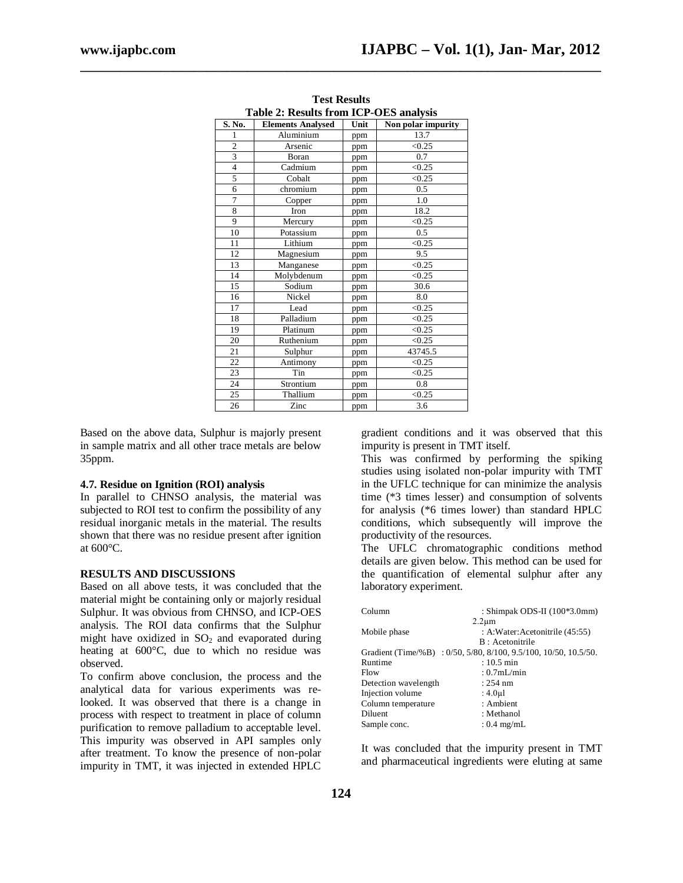**Test Results**

**Table 2: Results from ICP-OES analysis**

| S. No. | Elements Analysed | Unit | Non polar impurity |
|---|---|---|---|
| 1 | Aluminium | ppm | 13.7 |
| 2 | Arsenic | ppm | <0.25 |
| 3 | Boran | ppm | 0.7 |
| 4 | Cadmium | ppm | <0.25 |
| 5 | Cobalt | ppm | <0.25 |
| 6 | chromium | ppm | 0.5 |
| 7 | Copper | ppm | 1.0 |
| 8 | Iron | ppm | 18.2 |
| 9 | Mercury | ppm | <0.25 |
| 10 | Potassium | ppm | 0.5 |
| 11 | Lithium | ppm | <0.25 |
| 12 | Magnesium | ppm | 9.5 |
| 13 | Manganese | ppm | <0.25 |
| 14 | Molybdenum | ppm | <0.25 |
| 15 | Sodium | ppm | 30.6 |
| 16 | Nickel | ppm | 8.0 |
| 17 | Lead | ppm | <0.25 |
| 18 | Palladium | ppm | <0.25 |
| 19 | Platinum | ppm | <0.25 |
| 20 | Ruthenium | ppm | <0.25 |
| 21 | Sulphur | ppm | 43745.5 |
| 22 | Antimony | ppm | <0.25 |
| 23 | Tin | ppm | <0.25 |
| 24 | Strontium | ppm | 0.8 |
| 25 | Thallium | ppm | <0.25 |
| 26 | Zinc | ppm | 3.6 |

Based on the above data, Sulphur is majorly present in sample matrix and all other trace metals are below 35ppm.

### 4.7. Residue on Ignition (ROI) analysis

In parallel to CHNSO analysis, the material was subjected to ROI test to confirm the possibility of any residual inorganic metals in the material. The results shown that there was no residue present after ignition at 600°C.

## RESULTS AND DISCUSSIONS

Based on all above tests, it was concluded that the material might be containing only or majorly residual Sulphur. It was obvious from CHNSO, and ICP-OES analysis. The ROI data confirms that the Sulphur might have oxidized in $SO_2$ and evaporated during heating at 600°C, due to which no residue was observed.

To confirm above conclusion, the process and the analytical data for various experiments was re-looked. It was observed that there is a change in process with respect to treatment in place of column purification to remove palladium to acceptable level. This impurity was observed in API samples only after treatment. To know the presence of non-polar impurity in TMT, it was injected in extended HPLC gradient conditions and it was observed that this impurity is present in TMT itself.

This was confirmed by performing the spiking studies using isolated non-polar impurity with TMT in the UFLC technique for can minimize the analysis time (*3 times lesser) and consumption of solvents for analysis (*6 times lower) than standard HPLC conditions, which subsequently will improve the productivity of the resources.

The UFLC chromatographic conditions method details are given below. This method can be used for the quantification of elemental sulphur after any laboratory experiment.

| | |
|---|---|
| Column | : Shimpak ODS-II (100*3.0mm) 2.2µm |
| Mobile phase | : A:Water:Acetonitrile (45:55) B : Acetonitrile |
| Gradient (Time/%B) | : 0/50, 5/80, 8/100, 9.5/100, 10/50, 10.5/50. |
| Runtime | : 10.5 min |
| Flow | : 0.7mL/min |
| Detection wavelength | : 254 nm |
| Injection volume | : 4.0µl |
| Column temperature | : Ambient |
| Diluent | : Methanol |
| Sample conc. | : 0.4 mg/mL |

It was concluded that the impurity present in TMT and pharmaceutical ingredients were eluting at same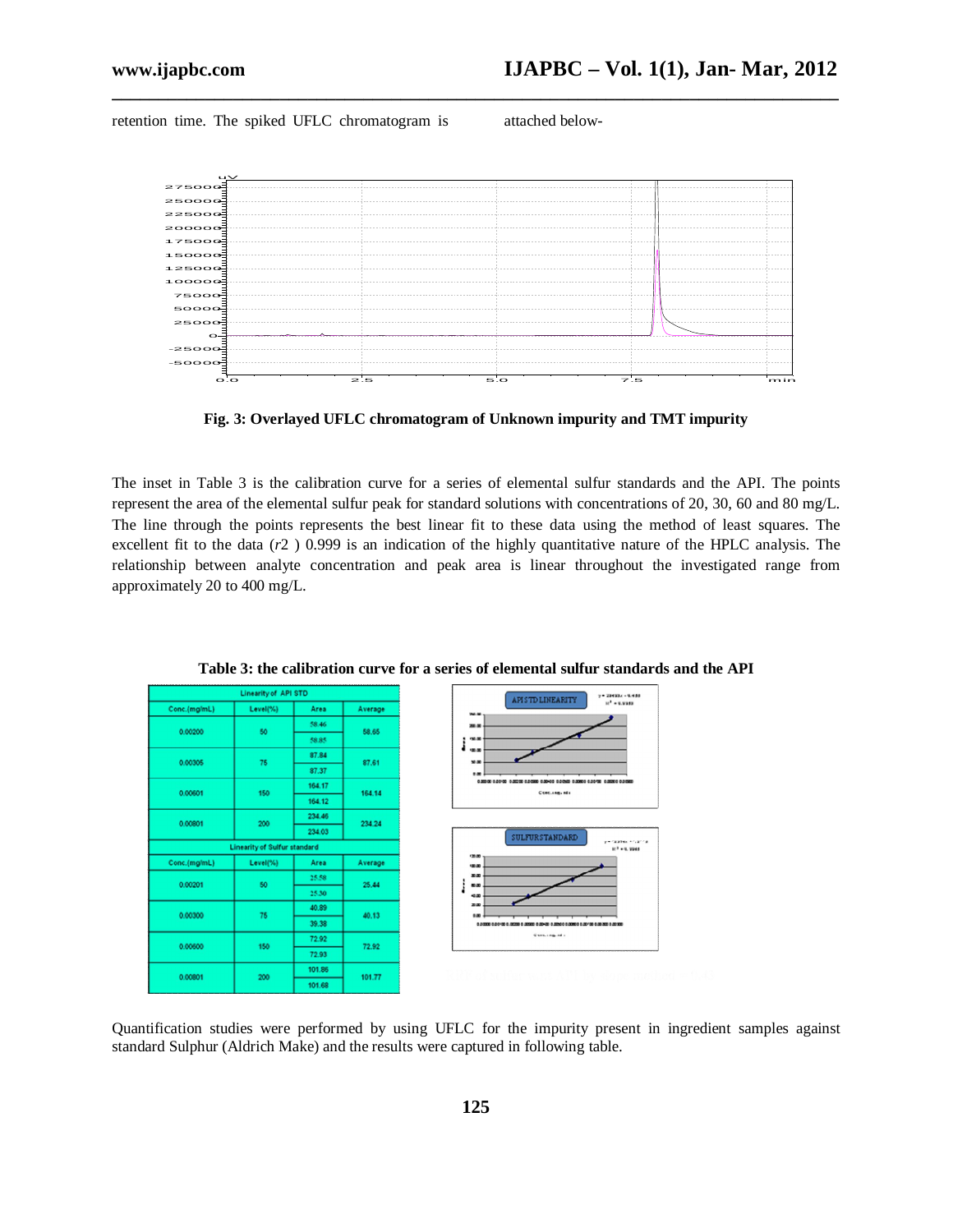retention time. The spiked UFLC chromatogram is attached below-

**Fig. 3: Overlayed UFLC chromatogram of Unknown impurity and TMT impurity**

The inset in Table 3 is the calibration curve for a series of elemental sulfur standards and the API. The points represent the area of the elemental sulfur peak for standard solutions with concentrations of 20, 30, 60 and 80 mg/L. The line through the points represents the best linear fit to these data using the method of least squares. The excellent fit to the data (*r*2 ) 0.999 is an indication of the highly quantitative nature of the HPLC analysis. The relationship between analyte concentration and peak area is linear throughout the investigated range from approximately 20 to 400 mg/L.

**Table 3: the calibration curve for a series of elemental sulfur standards and the API**

| Linearity of API STD | | | |
|---|---|---|---|
| Conc.(mg/mL) | Level(%) | Area | Average |
| 0.00200 | 50 | 58.46 | 58.65 |
| | | 58.85 | |
| 0.00305 | 75 | 87.84 | 87.61 |
| | | 87.37 | |
| 0.00601 | 150 | 164.17 | 164.14 |
| | | 164.12 | |
| 0.00801 | 200 | 234.46 | 234.24 |
| | | 234.03 | |
| **Linearity of Sulfur standard** | | | |
| Conc.(mg/mL) | Level(%) | Area | Average |
| 0.00201 | 50 | 25.58 | 25.44 |
| | | 25.30 | |
| 0.00300 | 75 | 40.89 | 40.13 |
| | | 39.38 | |
| 0.00600 | 150 | 72.92 | 72.92 |
| | | 72.93 | |
| 0.00801 | 200 | 101.86 | 101.77 |
| | | 101.68 | |

Quantification studies were performed by using UFLC for the impurity present in ingredient samples against standard Sulphur (Aldrich Make) and the results were captured in following table.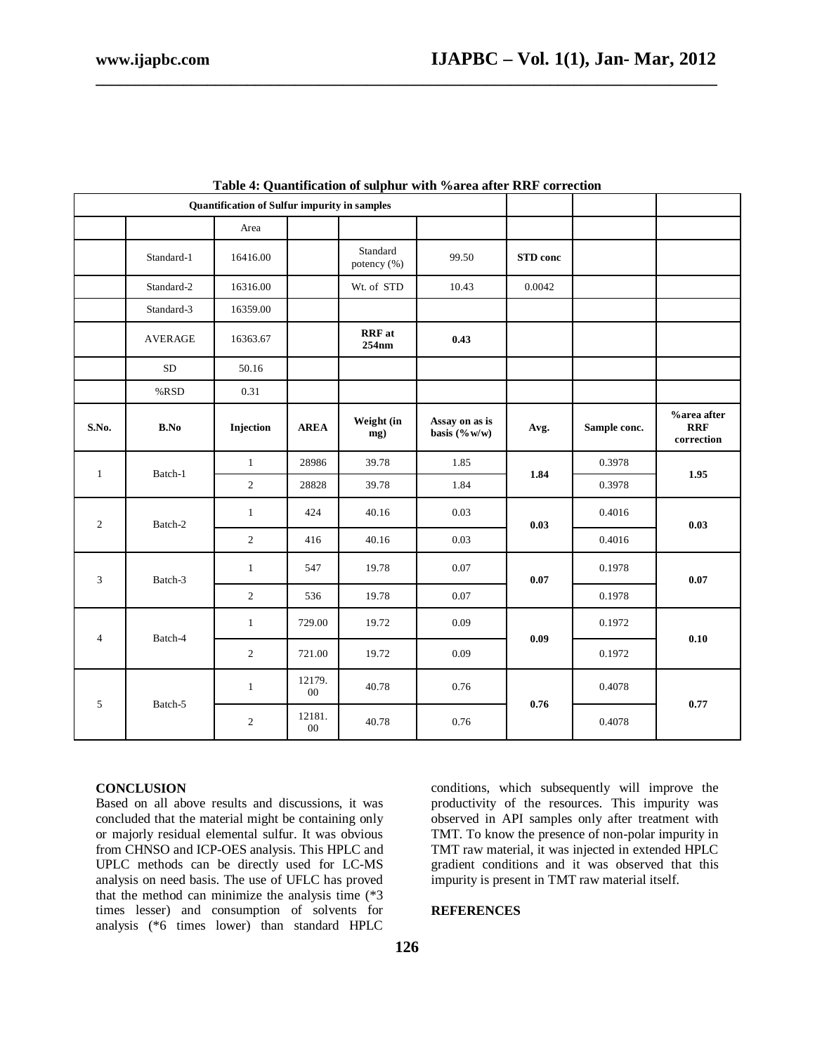**Table 4: Quantification of sulphur with %area after RRF correction**

| Quantification of Sulfur impurity in samples | | | | | | | | |
|---|---|---|---|---|---|---|---|---|
| | | Area | | | | | | |
| | Standard-1 | 16416.00 | | Standard potency (%) | 99.50 | **STD conc** | | |
| | Standard-2 | 16316.00 | | Wt. of STD | 10.43 | 0.0042 | | |
| | Standard-3 | 16359.00 | | | | | | |
| | AVERAGE | 16363.67 | | **RRF at 254nm** | **0.43** | | | |
| | SD | 50.16 | | | | | | |
| | %RSD | 0.31 | | | | | | |
| **S.No.** | **B.No** | **Injection** | **AREA** | **Weight (in mg)** | **Assay on as is basis (%w/w)** | **Avg.** | **Sample conc.** | **%area after RRF correction** |
| 1 | Batch-1 | 1 | 28986 | 39.78 | 1.85 | **1.84** | 0.3978 | **1.95** |
| | | 2 | 28828 | 39.78 | 1.84 | | 0.3978 | |
| 2 | Batch-2 | 1 | 424 | 40.16 | 0.03 | **0.03** | 0.4016 | **0.03** |
| | | 2 | 416 | 40.16 | 0.03 | | 0.4016 | |
| 3 | Batch-3 | 1 | 547 | 19.78 | 0.07 | **0.07** | 0.1978 | **0.07** |
| | | 2 | 536 | 19.78 | 0.07 | | 0.1978 | |
| 4 | Batch-4 | 1 | 729.00 | 19.72 | 0.09 | **0.09** | 0.1972 | **0.10** |
| | | 2 | 721.00 | 19.72 | 0.09 | | 0.1972 | |
| 5 | Batch-5 | 1 | 12179.00 | 40.78 | 0.76 | **0.76** | 0.4078 | **0.77** |
| | | 2 | 12181.00 | 40.78 | 0.76 | | 0.4078 | |

## CONCLUSION

Based on all above results and discussions, it was concluded that the material might be containing only or majorly residual elemental sulfur. It was obvious from CHNSO and ICP-OES analysis. This HPLC and UPLC methods can be directly used for LC-MS analysis on need basis. The use of UFLC has proved that the method can minimize the analysis time (*3 times lesser) and consumption of solvents for analysis (*6 times lower) than standard HPLC conditions, which subsequently will improve the productivity of the resources. This impurity was observed in API samples only after treatment with TMT. To know the presence of non-polar impurity in TMT raw material, it was injected in extended HPLC gradient conditions and it was observed that this impurity is present in TMT raw material itself.

## REFERENCES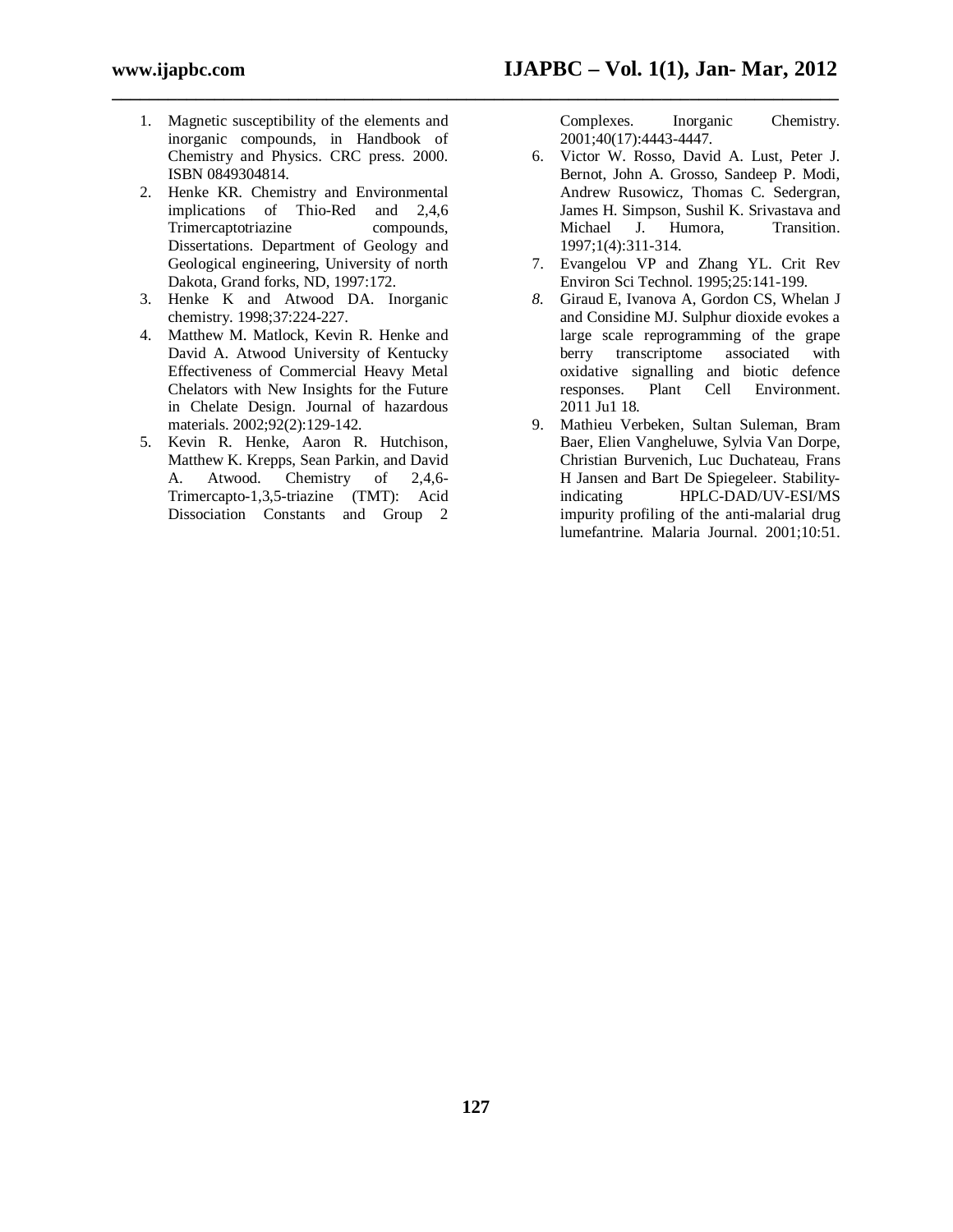1. Magnetic susceptibility of the elements and inorganic compounds, in Handbook of Chemistry and Physics. CRC press. 2000. ISBN 0849304814.
2. Henke KR. Chemistry and Environmental implications of Thio-Red and 2,4,6 Trimercaptotriazine compounds, Dissertations. Department of Geology and Geological engineering, University of north Dakota, Grand forks, ND, 1997:172.
3. Henke K and Atwood DA. Inorganic chemistry. 1998;37:224-227.
4. Matthew M. Matlock, Kevin R. Henke and David A. Atwood University of Kentucky Effectiveness of Commercial Heavy Metal Chelators with New Insights for the Future in Chelate Design. Journal of hazardous materials. 2002;92(2):129-142.
5. Kevin R. Henke, Aaron R. Hutchison, Matthew K. Krepps, Sean Parkin, and David A. Atwood. Chemistry of 2,4,6-Trimercapto-1,3,5-triazine (TMT): Acid Dissociation Constants and Group 2 Complexes. Inorganic Chemistry. 2001;40(17):4443-4447.
6. Victor W. Rosso, David A. Lust, Peter J. Bernot, John A. Grosso, Sandeep P. Modi, Andrew Rusowicz, Thomas C. Sedergran, James H. Simpson, Sushil K. Srivastava and Michael J. Humora, Transition. 1997;1(4):311-314.
7. Evangelou VP and Zhang YL. Crit Rev Environ Sci Technol. 1995;25:141-199.
8. Giraud E, Ivanova A, Gordon CS, Whelan J and Considine MJ. Sulphur dioxide evokes a large scale reprogramming of the grape berry transcriptome associated with oxidative signalling and biotic defence responses. Plant Cell Environment. 2011 Ju1 18.
9. Mathieu Verbeken, Sultan Suleman, Bram Baer, Elien Vangheluwe, Sylvia Van Dorpe, Christian Burvenich, Luc Duchateau, Frans H Jansen and Bart De Spiegeleer. Stability-indicating HPLC-DAD/UV-ESI/MS impurity profiling of the anti-malarial drug lumefantrine. Malaria Journal. 2001;10:51.